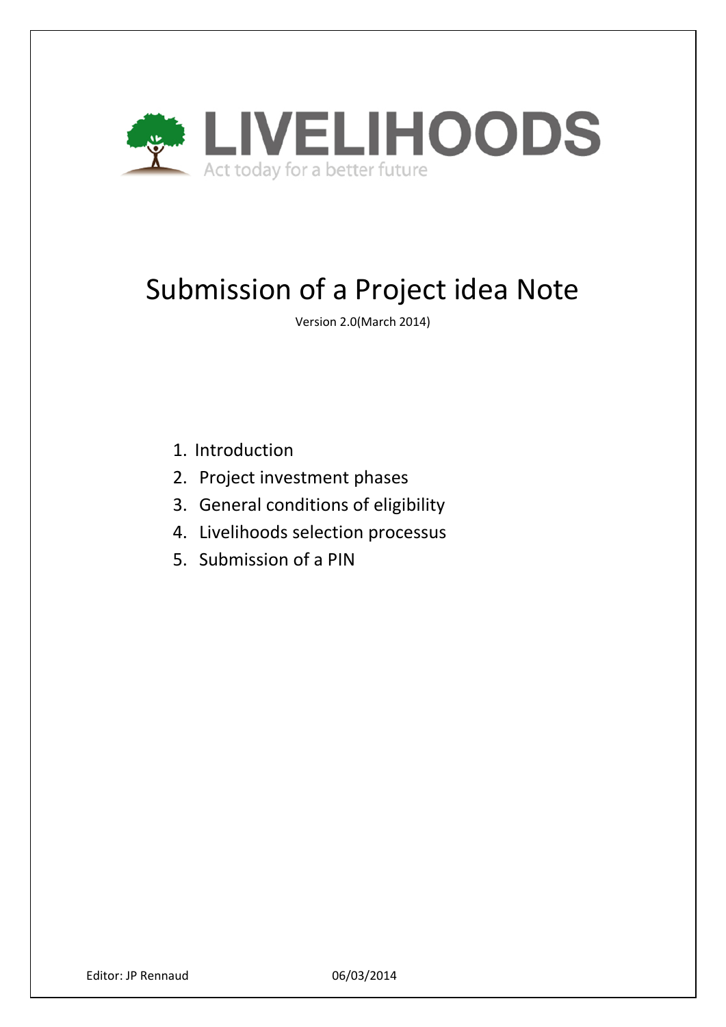LIVELIHOODS

Act today for a better future

# Submission of a Project idea Note

Version 2.0(March 2014)

1. Introduction
2. Project investment phases
3. General conditions of eligibility
4. Livelihoods selection processus
5. Submission of a PIN

Editor: JP Rennaud 06/03/2014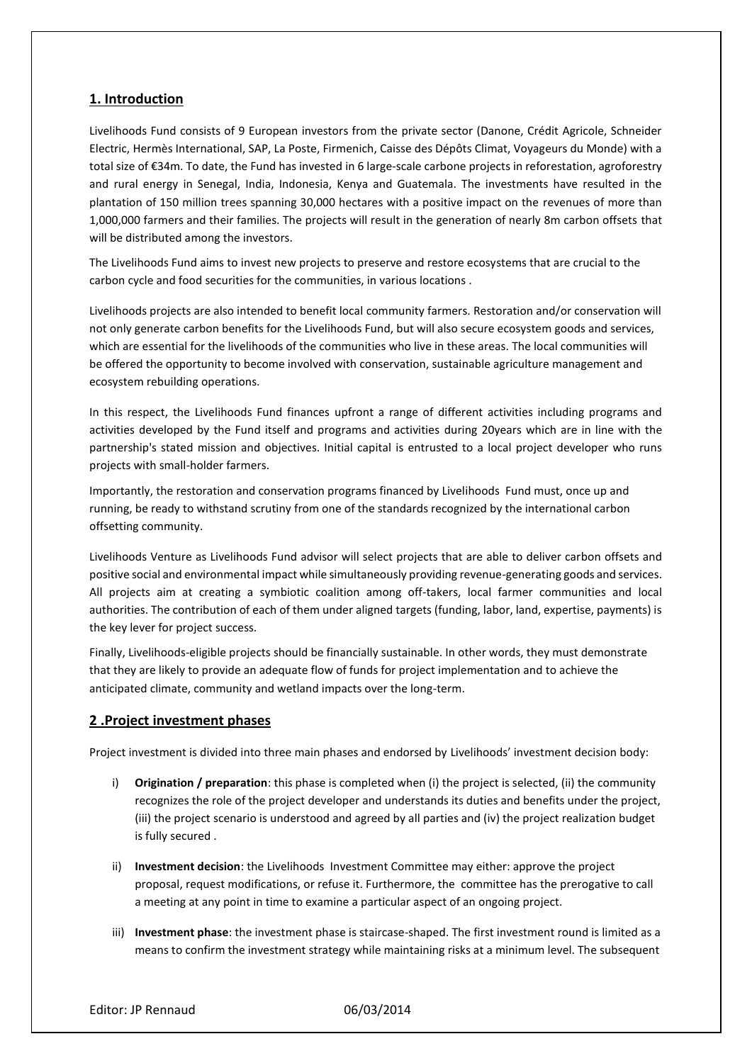## 1. Introduction

Livelihoods Fund consists of 9 European investors from the private sector (Danone, Crédit Agricole, Schneider Electric, Hermès International, SAP, La Poste, Firmenich, Caisse des Dépôts Climat, Voyageurs du Monde) with a total size of €34m. To date, the Fund has invested in 6 large-scale carbone projects in reforestation, agroforestry and rural energy in Senegal, India, Indonesia, Kenya and Guatemala. The investments have resulted in the plantation of 150 million trees spanning 30,000 hectares with a positive impact on the revenues of more than 1,000,000 farmers and their families. The projects will result in the generation of nearly 8m carbon offsets that will be distributed among the investors.

The Livelihoods Fund aims to invest new projects to preserve and restore ecosystems that are crucial to the carbon cycle and food securities for the communities, in various locations .

Livelihoods projects are also intended to benefit local community farmers. Restoration and/or conservation will not only generate carbon benefits for the Livelihoods Fund, but will also secure ecosystem goods and services, which are essential for the livelihoods of the communities who live in these areas. The local communities will be offered the opportunity to become involved with conservation, sustainable agriculture management and ecosystem rebuilding operations.

In this respect, the Livelihoods Fund finances upfront a range of different activities including programs and activities developed by the Fund itself and programs and activities during 20years which are in line with the partnership's stated mission and objectives. Initial capital is entrusted to a local project developer who runs projects with small-holder farmers.

Importantly, the restoration and conservation programs financed by Livelihoods Fund must, once up and running, be ready to withstand scrutiny from one of the standards recognized by the international carbon offsetting community.

Livelihoods Venture as Livelihoods Fund advisor will select projects that are able to deliver carbon offsets and positive social and environmental impact while simultaneously providing revenue-generating goods and services. All projects aim at creating a symbiotic coalition among off-takers, local farmer communities and local authorities. The contribution of each of them under aligned targets (funding, labor, land, expertise, payments) is the key lever for project success.

Finally, Livelihoods-eligible projects should be financially sustainable. In other words, they must demonstrate that they are likely to provide an adequate flow of funds for project implementation and to achieve the anticipated climate, community and wetland impacts over the long-term.

## 2 .Project investment phases

Project investment is divided into three main phases and endorsed by Livelihoods' investment decision body:

i) **Origination / preparation**: this phase is completed when (i) the project is selected, (ii) the community recognizes the role of the project developer and understands its duties and benefits under the project, (iii) the project scenario is understood and agreed by all parties and (iv) the project realization budget is fully secured .

ii) **Investment decision**: the Livelihoods Investment Committee may either: approve the project proposal, request modifications, or refuse it. Furthermore, the committee has the prerogative to call a meeting at any point in time to examine a particular aspect of an ongoing project.

iii) **Investment phase**: the investment phase is staircase-shaped. The first investment round is limited as a means to confirm the investment strategy while maintaining risks at a minimum level. The subsequent

Editor: JP Rennaud 06/03/2014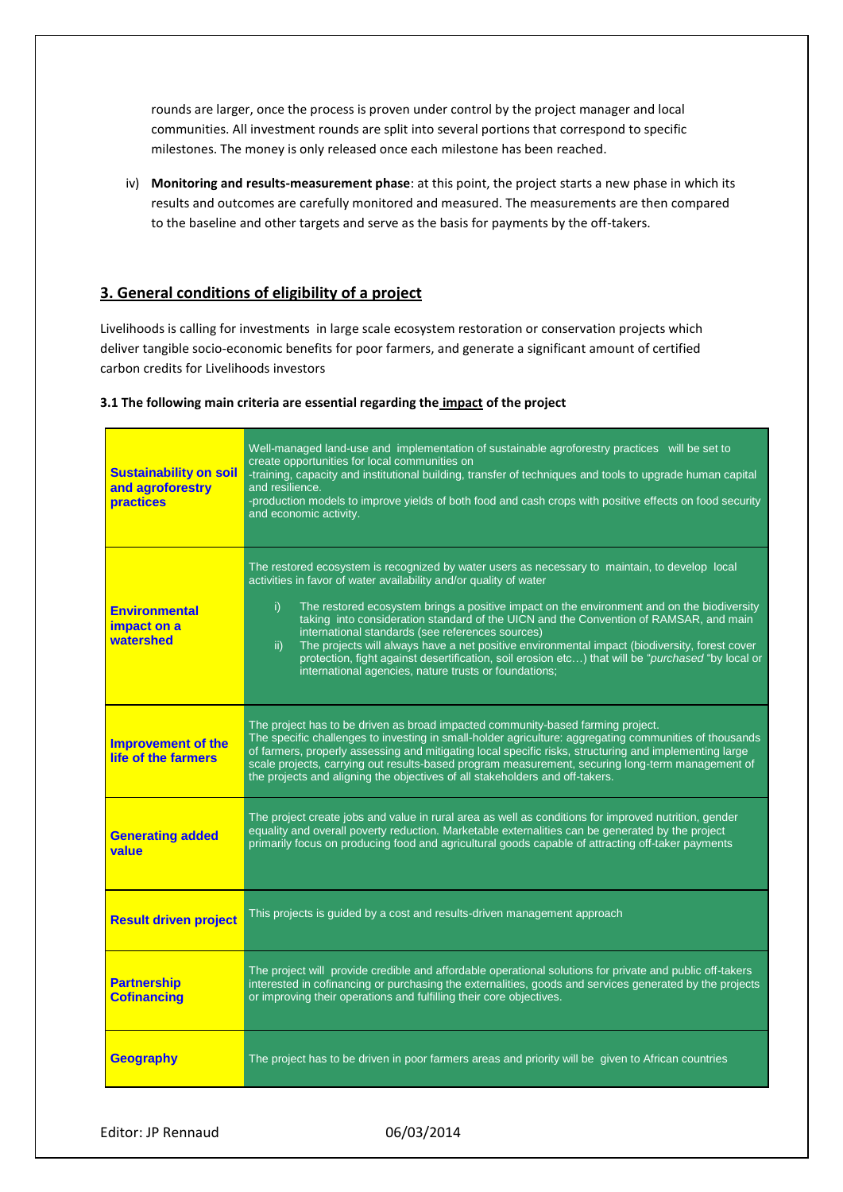rounds are larger, once the process is proven under control by the project manager and local communities. All investment rounds are split into several portions that correspond to specific milestones. The money is only released once each milestone has been reached.

iv) **Monitoring and results-measurement phase**: at this point, the project starts a new phase in which its results and outcomes are carefully monitored and measured. The measurements are then compared to the baseline and other targets and serve as the basis for payments by the off-takers.

## 3. General conditions of eligibility of a project

Livelihoods is calling for investments in large scale ecosystem restoration or conservation projects which deliver tangible socio-economic benefits for poor farmers, and generate a significant amount of certified carbon credits for Livelihoods investors

### 3.1 The following main criteria are essential regarding the impact of the project

| | |
|---|---|
| **Sustainability on soil and agroforestry practices** | Well-managed land-use and implementation of sustainable agroforestry practices will be set to create opportunities for local communities on<br>-training, capacity and institutional building, transfer of techniques and tools to upgrade human capital and resilience.<br>-production models to improve yields of both food and cash crops with positive effects on food security and economic activity. |
| **Environmental impact on a watershed** | The restored ecosystem is recognized by water users as necessary to maintain, to develop local activities in favor of water availability and/or quality of water<br>i) The restored ecosystem brings a positive impact on the environment and on the biodiversity taking into consideration standard of the UICN and the Convention of RAMSAR, and main international standards (see references sources)<br>ii) The projects will always have a net positive environmental impact (biodiversity, forest cover protection, fight against desertification, soil erosion etc…) that will be *"purchased "*by local or international agencies, nature trusts or foundations; |
| **Improvement of the life of the farmers** | The project has to be driven as broad impacted community-based farming project.<br>The specific challenges to investing in small-holder agriculture: aggregating communities of thousands of farmers, properly assessing and mitigating local specific risks, structuring and implementing large scale projects, carrying out results-based program measurement, securing long-term management of the projects and aligning the objectives of all stakeholders and off-takers. |
| **Generating added value** | The project create jobs and value in rural area as well as conditions for improved nutrition, gender equality and overall poverty reduction. Marketable externalities can be generated by the project primarily focus on producing food and agricultural goods capable of attracting off-taker payments |
| **Result driven project** | This projects is guided by a cost and results-driven management approach |
| **Partnership Cofinancing** | The project will provide credible and affordable operational solutions for private and public off-takers interested in cofinancing or purchasing the externalities, goods and services generated by the projects or improving their operations and fulfilling their core objectives. |
| **Geography** | The project has to be driven in poor farmers areas and priority will be given to African countries |

Editor: JP Rennaud 06/03/2014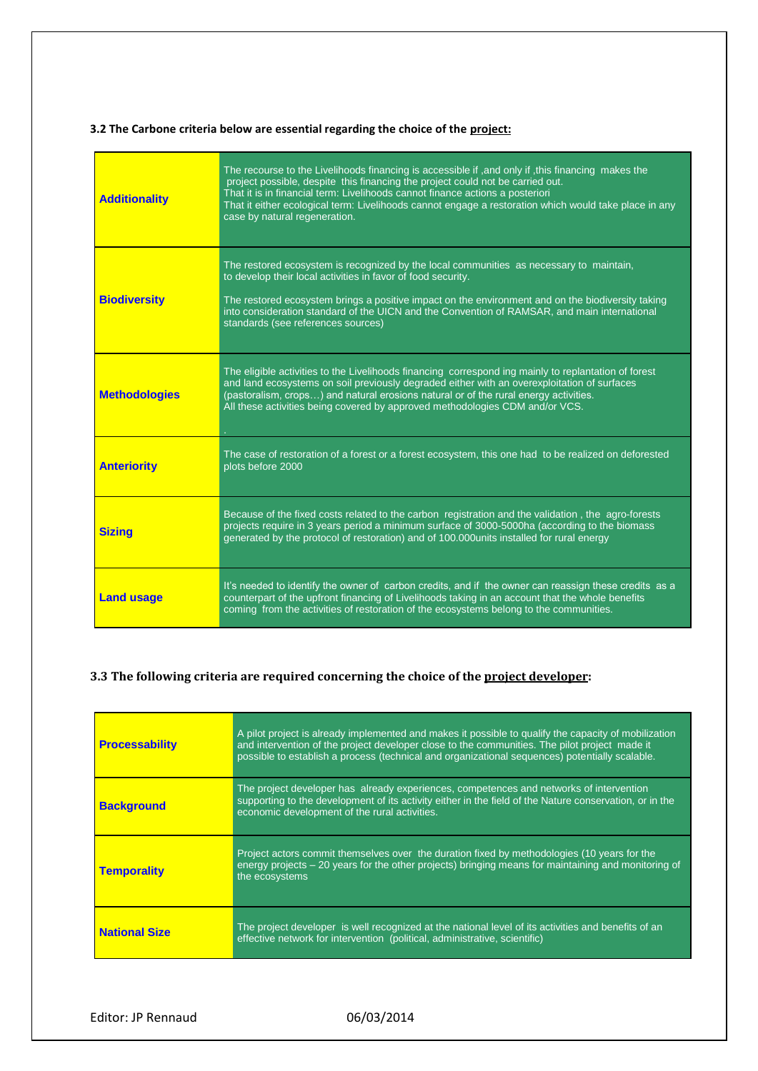### 3.2 The Carbone criteria below are essential regarding the choice of the <u>project:</u>

| | |
|---|---|
| **Additionality** | The recourse to the Livelihoods financing is accessible if ,and only if ,this financing makes the project possible, despite this financing the project could not be carried out.<br>That it is in financial term: Livelihoods cannot finance actions a posteriori<br>That it either ecological term: Livelihoods cannot engage a restoration which would take place in any case by natural regeneration. |
| **Biodiversity** | The restored ecosystem is recognized by the local communities as necessary to maintain, to develop their local activities in favor of food security.<br><br>The restored ecosystem brings a positive impact on the environment and on the biodiversity taking into consideration standard of the UICN and the Convention of RAMSAR, and main international standards (see references sources) |
| **Methodologies** | The eligible activities to the Livelihoods financing correspond ing mainly to replantation of forest and land ecosystems on soil previously degraded either with an overexploitation of surfaces (pastoralism, crops…) and natural erosions natural or of the rural energy activities.<br>All these activities being covered by approved methodologies CDM and/or VCS.<br><br>. |
| **Anteriority** | The case of restoration of a forest or a forest ecosystem, this one had to be realized on deforested plots before 2000 |
| **Sizing** | Because of the fixed costs related to the carbon registration and the validation , the agro-forests projects require in 3 years period a minimum surface of 3000-5000ha (according to the biomass generated by the protocol of restoration) and of 100.000units installed for rural energy |
| **Land usage** | It's needed to identify the owner of carbon credits, and if the owner can reassign these credits as a counterpart of the upfront financing of Livelihoods taking in an account that the whole benefits coming from the activities of restoration of the ecosystems belong to the communities. |

### 3.3 The following criteria are required concerning the choice of the <u>project developer</u>:

| | |
|---|---|
| **Processability** | A pilot project is already implemented and makes it possible to qualify the capacity of mobilization and intervention of the project developer close to the communities. The pilot project made it possible to establish a process (technical and organizational sequences) potentially scalable. |
| **Background** | The project developer has already experiences, competences and networks of intervention supporting to the development of its activity either in the field of the Nature conservation, or in the economic development of the rural activities. |
| **Temporality** | Project actors commit themselves over the duration fixed by methodologies (10 years for the energy projects – 20 years for the other projects) bringing means for maintaining and monitoring of the ecosystems |
| **National Size** | The project developer is well recognized at the national level of its activities and benefits of an effective network for intervention (political, administrative, scientific) |

Editor: JP Rennaud 06/03/2014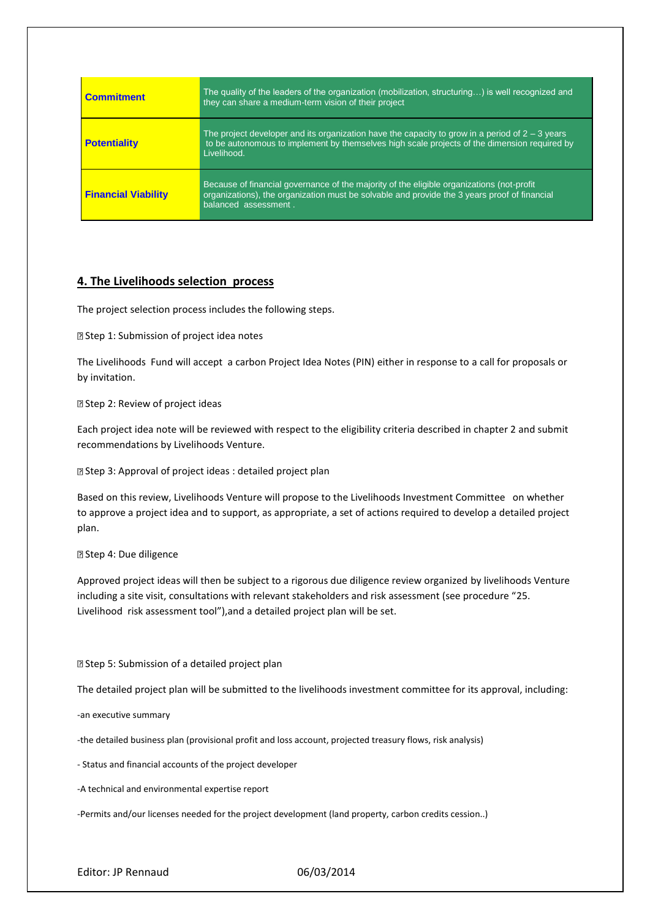| | |
|---|---|
| **Commitment** | The quality of the leaders of the organization (mobilization, structuring…) is well recognized and they can share a medium-term vision of their project |
| **Potentiality** | The project developer and its organization have the capacity to grow in a period of 2 – 3 years to be autonomous to implement by themselves high scale projects of the dimension required by Livelihood. |
| **Financial Viability** | Because of financial governance of the majority of the eligible organizations (not-profit organizations), the organization must be solvable and provide the 3 years proof of financial balanced assessment . |

## 4. The Livelihoods selection process

The project selection process includes the following steps.

 Step 1: Submission of project idea notes

The Livelihoods Fund will accept a carbon Project Idea Notes (PIN) either in response to a call for proposals or by invitation.

 Step 2: Review of project ideas

Each project idea note will be reviewed with respect to the eligibility criteria described in chapter 2 and submit recommendations by Livelihoods Venture.

 Step 3: Approval of project ideas : detailed project plan

Based on this review, Livelihoods Venture will propose to the Livelihoods Investment Committee on whether to approve a project idea and to support, as appropriate, a set of actions required to develop a detailed project plan.

 Step 4: Due diligence

Approved project ideas will then be subject to a rigorous due diligence review organized by livelihoods Venture including a site visit, consultations with relevant stakeholders and risk assessment (see procedure "25. Livelihood risk assessment tool"),and a detailed project plan will be set.

 Step 5: Submission of a detailed project plan

The detailed project plan will be submitted to the livelihoods investment committee for its approval, including:

-an executive summary

-the detailed business plan (provisional profit and loss account, projected treasury flows, risk analysis)

- Status and financial accounts of the project developer

-A technical and environmental expertise report

-Permits and/our licenses needed for the project development (land property, carbon credits cession..)

Editor: JP Rennaud 06/03/2014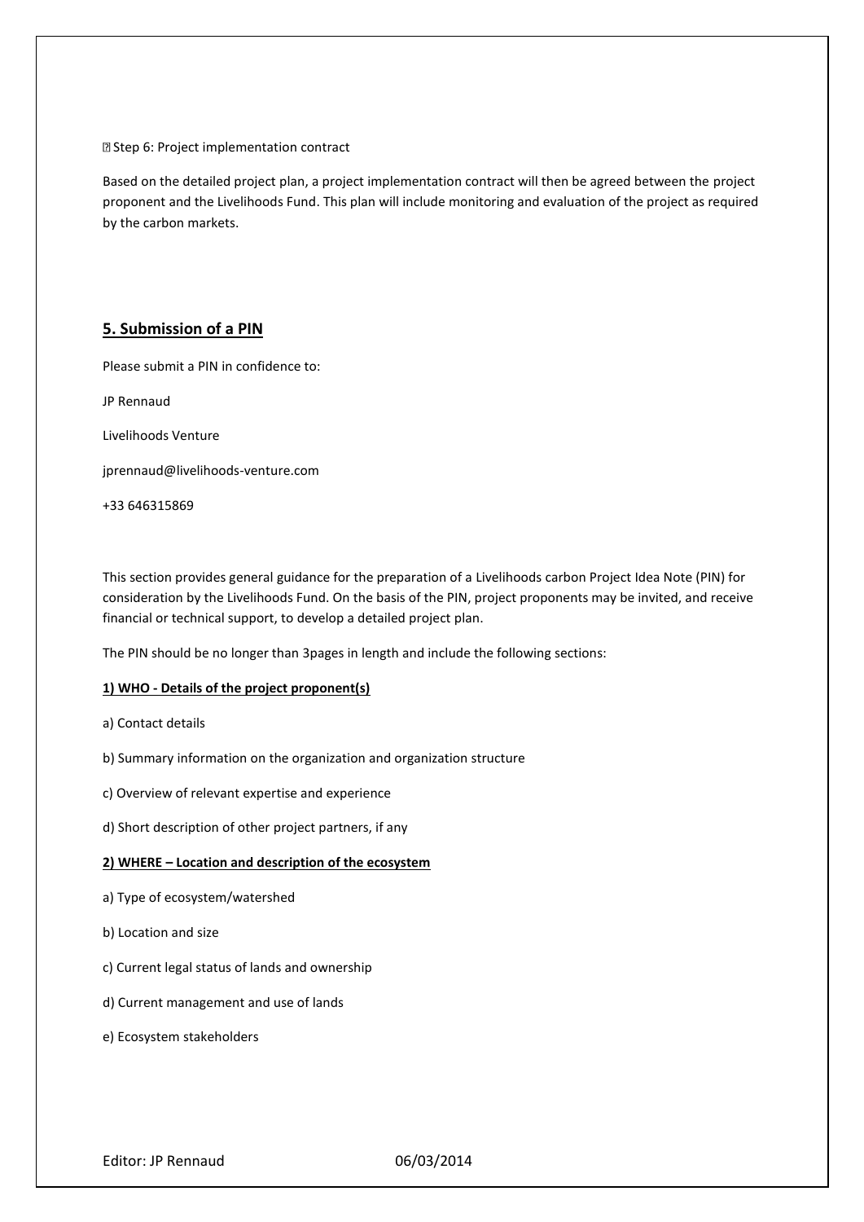Step 6: Project implementation contract

Based on the detailed project plan, a project implementation contract will then be agreed between the project proponent and the Livelihoods Fund. This plan will include monitoring and evaluation of the project as required by the carbon markets.

## 5. Submission of a PIN

Please submit a PIN in confidence to:

JP Rennaud

Livelihoods Venture

jprennaud@livelihoods-venture.com

+33 646315869

This section provides general guidance for the preparation of a Livelihoods carbon Project Idea Note (PIN) for consideration by the Livelihoods Fund. On the basis of the PIN, project proponents may be invited, and receive financial or technical support, to develop a detailed project plan.

The PIN should be no longer than 3pages in length and include the following sections:

**1) WHO - Details of the project proponent(s)**

a) Contact details

b) Summary information on the organization and organization structure

c) Overview of relevant expertise and experience

d) Short description of other project partners, if any

**2) WHERE – Location and description of the ecosystem**

a) Type of ecosystem/watershed

b) Location and size

c) Current legal status of lands and ownership

d) Current management and use of lands

e) Ecosystem stakeholders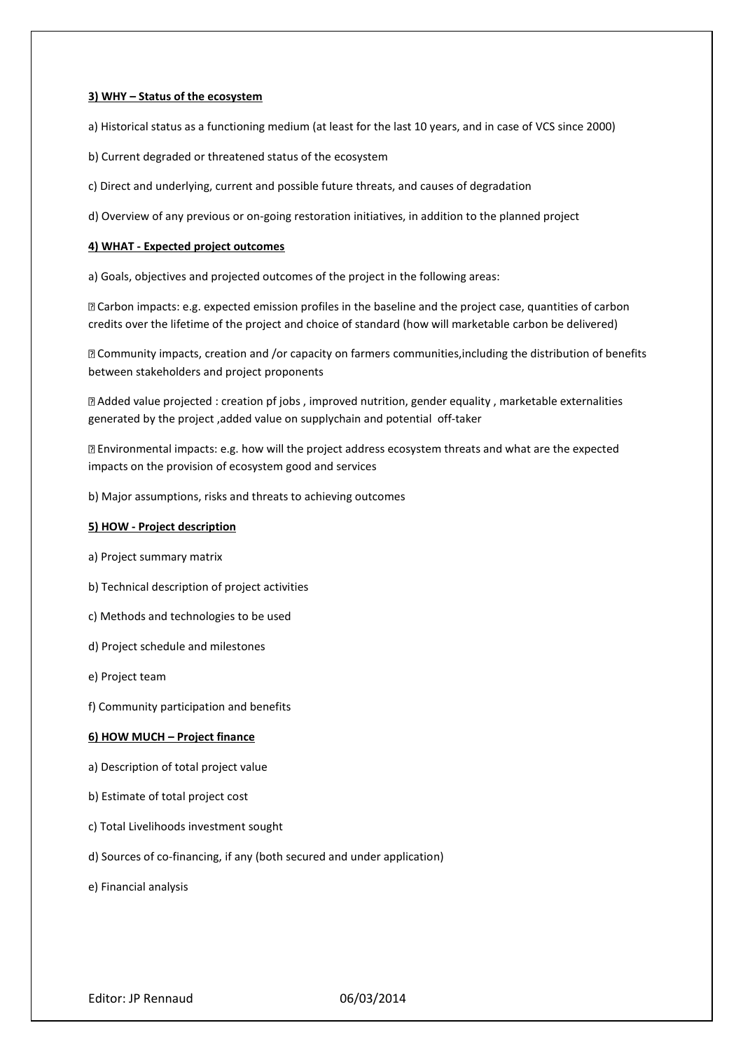**3) WHY – Status of the ecosystem**

a) Historical status as a functioning medium (at least for the last 10 years, and in case of VCS since 2000)

b) Current degraded or threatened status of the ecosystem

c) Direct and underlying, current and possible future threats, and causes of degradation

d) Overview of any previous or on-going restoration initiatives, in addition to the planned project

**4) WHAT - Expected project outcomes**

a) Goals, objectives and projected outcomes of the project in the following areas:

- Carbon impacts: e.g. expected emission profiles in the baseline and the project case, quantities of carbon credits over the lifetime of the project and choice of standard (how will marketable carbon be delivered)
- Community impacts, creation and /or capacity on farmers communities,including the distribution of benefits between stakeholders and project proponents
- Added value projected : creation pf jobs , improved nutrition, gender equality , marketable externalities generated by the project ,added value on supplychain and potential off-taker
- Environmental impacts: e.g. how will the project address ecosystem threats and what are the expected impacts on the provision of ecosystem good and services

b) Major assumptions, risks and threats to achieving outcomes

**5) HOW - Project description**

a) Project summary matrix

b) Technical description of project activities

c) Methods and technologies to be used

d) Project schedule and milestones

e) Project team

f) Community participation and benefits

**6) HOW MUCH – Project finance**

a) Description of total project value

b) Estimate of total project cost

c) Total Livelihoods investment sought

d) Sources of co-financing, if any (both secured and under application)

e) Financial analysis

Editor: JP Rennaud 06/03/2014